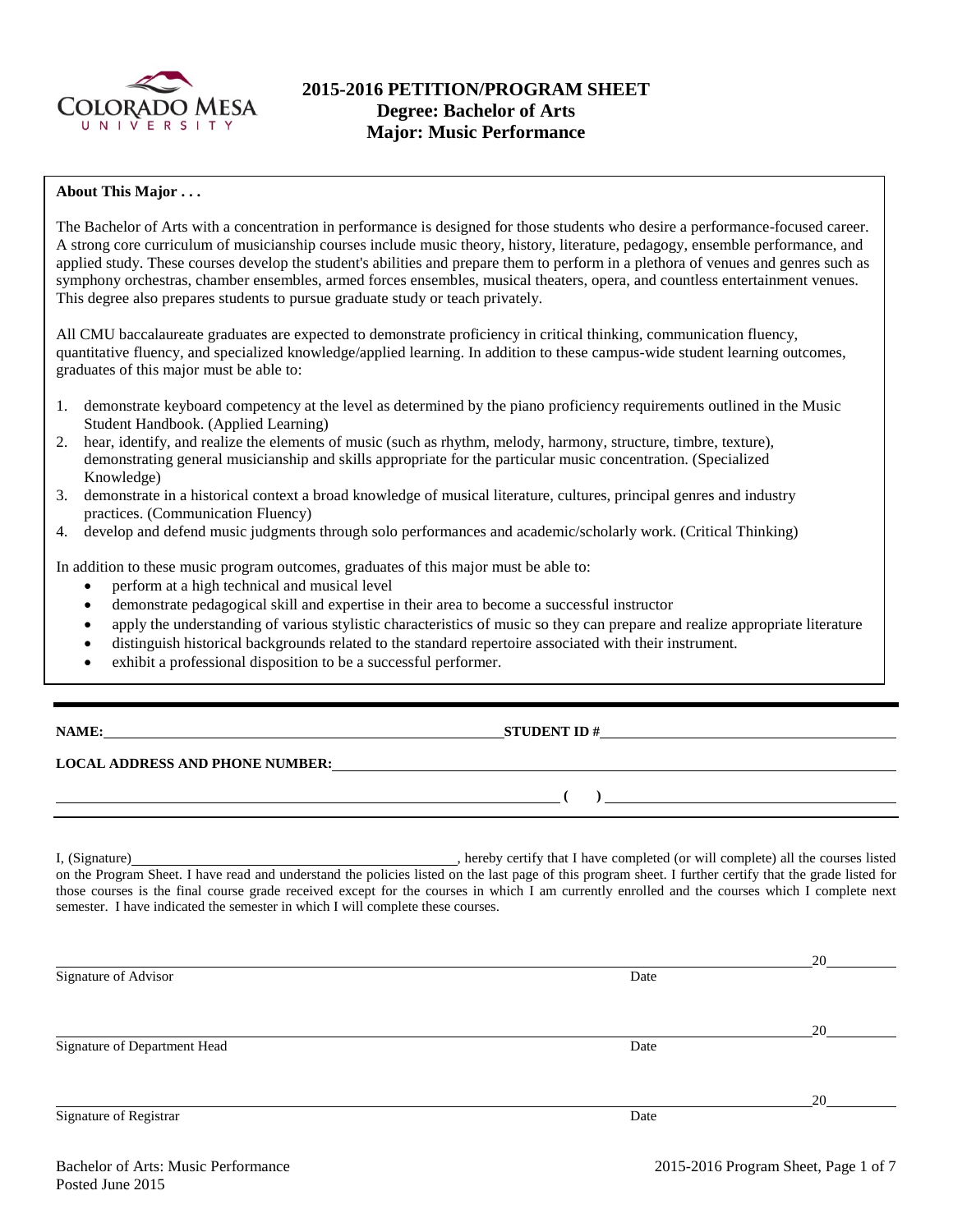# 2015-2016 PETITION/PROGRAM SHEET
## Degree: Bachelor of Arts
## Major: Music Performance

**About This Major . . .**

The Bachelor of Arts with a concentration in performance is designed for those students who desire a performance-focused career. A strong core curriculum of musicianship courses include music theory, history, literature, pedagogy, ensemble performance, and applied study. These courses develop the student's abilities and prepare them to perform in a plethora of venues and genres such as symphony orchestras, chamber ensembles, armed forces ensembles, musical theaters, opera, and countless entertainment venues. This degree also prepares students to pursue graduate study or teach privately.

All CMU baccalaureate graduates are expected to demonstrate proficiency in critical thinking, communication fluency, quantitative fluency, and specialized knowledge/applied learning. In addition to these campus-wide student learning outcomes, graduates of this major must be able to:

1. demonstrate keyboard competency at the level as determined by the piano proficiency requirements outlined in the Music Student Handbook. (Applied Learning)
2. hear, identify, and realize the elements of music (such as rhythm, melody, harmony, structure, timbre, texture), demonstrating general musicianship and skills appropriate for the particular music concentration. (Specialized Knowledge)
3. demonstrate in a historical context a broad knowledge of musical literature, cultures, principal genres and industry practices. (Communication Fluency)
4. develop and defend music judgments through solo performances and academic/scholarly work. (Critical Thinking)

In addition to these music program outcomes, graduates of this major must be able to:

- perform at a high technical and musical level
- demonstrate pedagogical skill and expertise in their area to become a successful instructor
- apply the understanding of various stylistic characteristics of music so they can prepare and realize appropriate literature
- distinguish historical backgrounds related to the standard repertoire associated with their instrument.
- exhibit a professional disposition to be a successful performer.

---

**NAME:** ______________________________ **STUDENT ID #** ______________________________

**LOCAL ADDRESS AND PHONE NUMBER:** ______________________________

______________________________ **( )** ______________________________

I, (Signature) ______________________________, hereby certify that I have completed (or will complete) all the courses listed on the Program Sheet. I have read and understand the policies listed on the last page of this program sheet. I further certify that the grade listed for those courses is the final course grade received except for the courses in which I am currently enrolled and the courses which I complete next semester. I have indicated the semester in which I will complete these courses.

______________________________ 20______
Signature of Advisor Date

______________________________ 20______
Signature of Department Head Date

______________________________ 20______
Signature of Registrar Date

Bachelor of Arts: Music Performance
Posted June 2015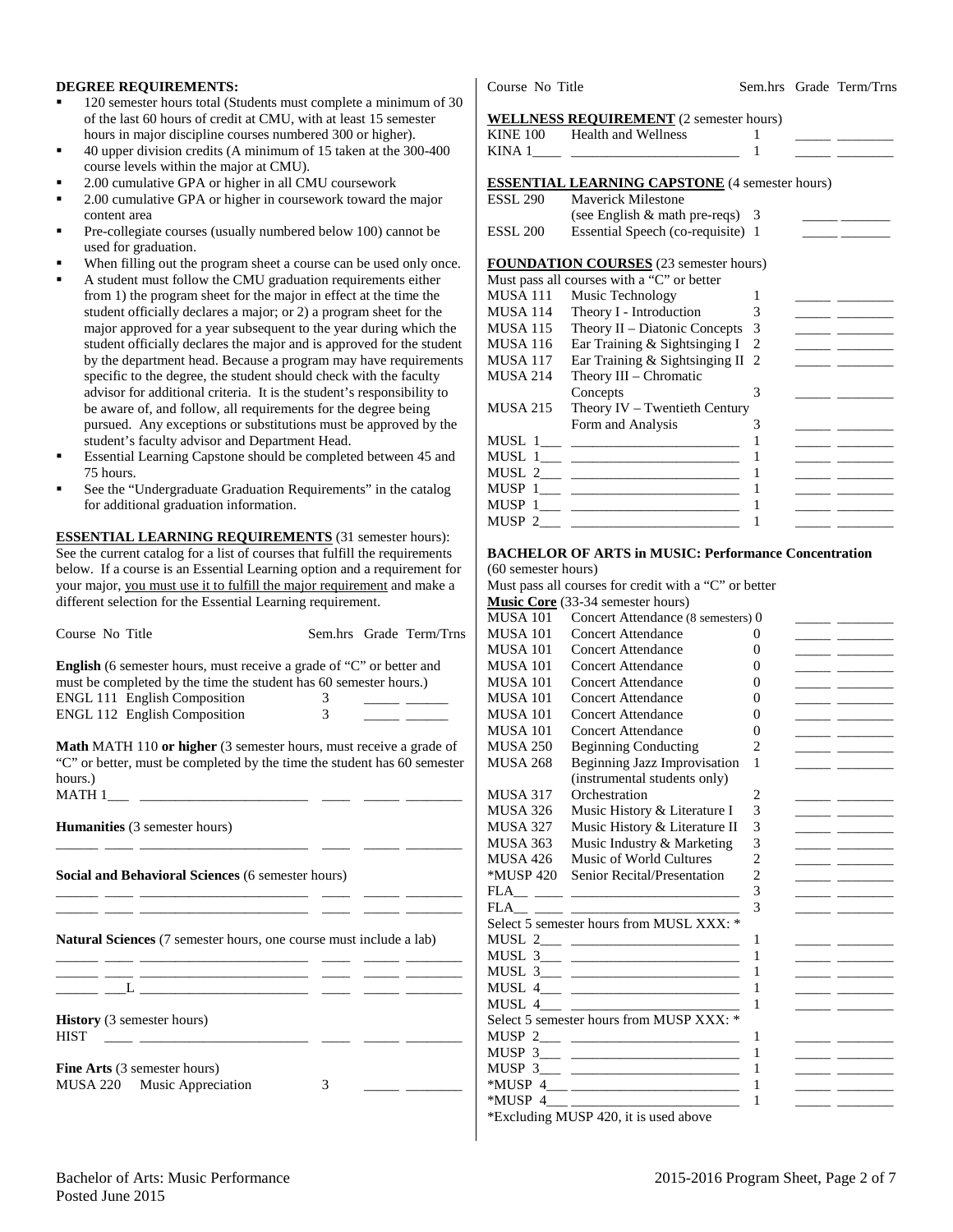**DEGREE REQUIREMENTS:**

- 120 semester hours total (Students must complete a minimum of 30 of the last 60 hours of credit at CMU, with at least 15 semester hours in major discipline courses numbered 300 or higher).
- 40 upper division credits (A minimum of 15 taken at the 300-400 course levels within the major at CMU).
- 2.00 cumulative GPA or higher in all CMU coursework
- 2.00 cumulative GPA or higher in coursework toward the major content area
- Pre-collegiate courses (usually numbered below 100) cannot be used for graduation.
- When filling out the program sheet a course can be used only once.
- A student must follow the CMU graduation requirements either from 1) the program sheet for the major in effect at the time the student officially declares a major; or 2) a program sheet for the major approved for a year subsequent to the year during which the student officially declares the major and is approved for the student by the department head. Because a program may have requirements specific to the degree, the student should check with the faculty advisor for additional criteria. It is the student's responsibility to be aware of, and follow, all requirements for the degree being pursued. Any exceptions or substitutions must be approved by the student's faculty advisor and Department Head.
- Essential Learning Capstone should be completed between 45 and 75 hours.
- See the "Undergraduate Graduation Requirements" in the catalog for additional graduation information.

**ESSENTIAL LEARNING REQUIREMENTS** (31 semester hours): See the current catalog for a list of courses that fulfill the requirements below. If a course is an Essential Learning option and a requirement for your major, you must use it to fulfill the major requirement and make a different selection for the Essential Learning requirement.

| Course No | Title | Sem.hrs | Grade | Term/Trns |
|---|---|---|---|---|
| **English** (6 semester hours, must receive a grade of "C" or better and must be completed by the time the student has 60 semester hours.) | | | | |
| ENGL 111 | English Composition | 3 | _____ | ______ |
| ENGL 112 | English Composition | 3 | _____ | ______ |
| **Math** MATH 110 **or higher** (3 semester hours, must receive a grade of "C" or better, must be completed by the time the student has 60 semester hours.) | | | | |
| MATH 1___ | ________________________ | ____ | _____ | ________ |
| **Humanities** (3 semester hours) | | | | |
| ______ ____ | ________________________ | ____ | _____ | ________ |
| **Social and Behavioral Sciences** (6 semester hours) | | | | |
| ______ ____ | ________________________ | ____ | _____ | ________ |
| ______ ____ | ________________________ | ____ | _____ | ________ |
| **Natural Sciences** (7 semester hours, one course must include a lab) | | | | |
| ______ ____ | ________________________ | ____ | _____ | ________ |
| ______ ____ | ________________________ | ____ | _____ | ________ |
| ______ ___L | ________________________ | ____ | _____ | ________ |
| **History** (3 semester hours) | | | | |
| HIST ____ | ________________________ | ____ | _____ | ________ |
| **Fine Arts** (3 semester hours) | | | | |
| MUSA 220 | Music Appreciation | 3 | _____ | ________ |

| Course No | Title | Sem.hrs | Grade | Term/Trns |
|---|---|---|---|---|
| **WELLNESS REQUIREMENT** (2 semester hours) | | | | |
| KINE 100 | Health and Wellness | 1 | _____ | ________ |
| KINA 1____ | ________________________ | 1 | _____ | ________ |
| **ESSENTIAL LEARNING CAPSTONE** (4 semester hours) | | | | |
| ESSL 290 | Maverick Milestone (see English & math pre-reqs) | 3 | _____ | _______ |
| ESSL 200 | Essential Speech (co-requisite) | 1 | _____ | _______ |
| **FOUNDATION COURSES** (23 semester hours) Must pass all courses with a "C" or better | | | | |
| MUSA 111 | Music Technology | 1 | _____ | ________ |
| MUSA 114 | Theory I - Introduction | 3 | _____ | ________ |
| MUSA 115 | Theory II – Diatonic Concepts | 3 | _____ | ________ |
| MUSA 116 | Ear Training & Sightsinging I | 2 | _____ | ________ |
| MUSA 117 | Ear Training & Sightsinging II | 2 | _____ | ________ |
| MUSA 214 | Theory III – Chromatic Concepts | 3 | _____ | ________ |
| MUSA 215 | Theory IV – Twentieth Century Form and Analysis | 3 | _____ | ________ |
| MUSL 1___ | ________________________ | 1 | _____ | ________ |
| MUSL 1___ | ________________________ | 1 | _____ | ________ |
| MUSL 2___ | ________________________ | 1 | _____ | ________ |
| MUSP 1___ | ________________________ | 1 | _____ | ________ |
| MUSP 1___ | ________________________ | 1 | _____ | ________ |
| MUSP 2___ | ________________________ | 1 | _____ | ________ |

**BACHELOR OF ARTS in MUSIC: Performance Concentration** (60 semester hours)

Must pass all courses for credit with a "C" or better

| Course No | Title | Sem.hrs | Grade | Term/Trns |
|---|---|---|---|---|
| **Music Core** (33-34 semester hours) | | | | |
| MUSA 101 | Concert Attendance (8 semesters) | 0 | _____ | ________ |
| MUSA 101 | Concert Attendance | 0 | _____ | ________ |
| MUSA 101 | Concert Attendance | 0 | _____ | ________ |
| MUSA 101 | Concert Attendance | 0 | _____ | ________ |
| MUSA 101 | Concert Attendance | 0 | _____ | ________ |
| MUSA 101 | Concert Attendance | 0 | _____ | ________ |
| MUSA 101 | Concert Attendance | 0 | _____ | ________ |
| MUSA 101 | Concert Attendance | 0 | _____ | ________ |
| MUSA 250 | Beginning Conducting | 2 | _____ | ________ |
| MUSA 268 | Beginning Jazz Improvisation (instrumental students only) | 1 | _____ | ________ |
| MUSA 317 | Orchestration | 2 | _____ | ________ |
| MUSA 326 | Music History & Literature I | 3 | _____ | ________ |
| MUSA 327 | Music History & Literature II | 3 | _____ | ________ |
| MUSA 363 | Music Industry & Marketing | 3 | _____ | ________ |
| MUSA 426 | Music of World Cultures | 2 | _____ | ________ |
| *MUSP 420 | Senior Recital/Presentation | 2 | _____ | ________ |
| FLA__ ____ | ________________________ | 3 | _____ | ________ |
| FLA__ ____ | ________________________ | 3 | _____ | ________ |
| Select 5 semester hours from MUSL XXX: * | | | | |
| MUSL 2___ | ________________________ | 1 | _____ | ________ |
| MUSL 3___ | ________________________ | 1 | _____ | ________ |
| MUSL 3___ | ________________________ | 1 | _____ | ________ |
| MUSL 4___ | ________________________ | 1 | _____ | ________ |
| MUSL 4___ | ________________________ | 1 | _____ | ________ |
| Select 5 semester hours from MUSP XXX: * | | | | |
| MUSP 2___ | ________________________ | 1 | _____ | ________ |
| MUSP 3___ | ________________________ | 1 | _____ | ________ |
| MUSP 3___ | ________________________ | 1 | _____ | ________ |
| *MUSP 4___ | ________________________ | 1 | _____ | ________ |
| *MUSP 4___ | ________________________ | 1 | _____ | ________ |

*Excluding MUSP 420, it is used above

Bachelor of Arts: Music Performance
Posted June 2015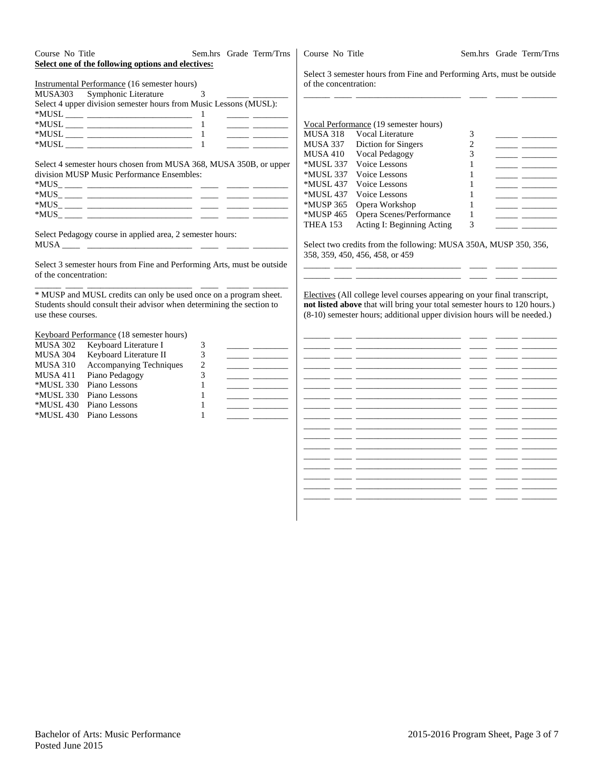| Course No | Title | Sem.hrs | Grade | Term/Trns |
|---|---|---|---|---|

**Select one of the following options and electives:**

Instrumental Performance (16 semester hours)

| Course No | Title | Sem.hrs | Grade | Term/Trns |
|---|---|---|---|---|
| MUSA303 | Symphonic Literature | 3 | _____ | ________ |

Select 4 upper division semester hours from Music Lessons (MUSL):

| Course No | Title | Sem.hrs | Grade | Term/Trns |
|---|---|---|---|---|
| *MUSL ____ | ________________________ | 1 | _____ | ________ |
| *MUSL ____ | ________________________ | 1 | _____ | ________ |
| *MUSL ____ | ________________________ | 1 | _____ | ________ |
| *MUSL ____ | ________________________ | 1 | _____ | ________ |

Select 4 semester hours chosen from MUSA 368, MUSA 350B, or upper division MUSP Music Performance Ensembles:

| Course No | Title | Sem.hrs | Grade | Term/Trns |
|---|---|---|---|---|
| *MUS_ ____ | ________________________ | ____ | _____ | ________ |
| *MUS_ ____ | ________________________ | ____ | _____ | ________ |
| *MUS_ ____ | ________________________ | ____ | _____ | ________ |
| *MUS_ ____ | ________________________ | ____ | _____ | ________ |

Select Pedagogy course in applied area, 2 semester hours:

| Course No | Title | Sem.hrs | Grade | Term/Trns |
|---|---|---|---|---|
| MUSA ____ | ________________________ | ____ | _____ | ________ |

Select 3 semester hours from Fine and Performing Arts, must be outside of the concentration:

| Course No | Title | Sem.hrs | Grade | Term/Trns |
|---|---|---|---|---|
| ______ ____ | ________________________ | ____ | _____ | ________ |

* MUSP and MUSL credits can only be used once on a program sheet. Students should consult their advisor when determining the section to use these courses.

Keyboard Performance (18 semester hours)

| Course No | Title | Sem.hrs | Grade | Term/Trns |
|---|---|---|---|---|
| MUSA 302 | Keyboard Literature I | 3 | _____ | ________ |
| MUSA 304 | Keyboard Literature II | 3 | _____ | ________ |
| MUSA 310 | Accompanying Techniques | 2 | _____ | ________ |
| MUSA 411 | Piano Pedagogy | 3 | _____ | ________ |
| *MUSL 330 | Piano Lessons | 1 | _____ | ________ |
| *MUSL 330 | Piano Lessons | 1 | _____ | ________ |
| *MUSL 430 | Piano Lessons | 1 | _____ | ________ |
| *MUSL 430 | Piano Lessons | 1 | _____ | ________ |

Select 3 semester hours from Fine and Performing Arts, must be outside of the concentration:

| Course No | Title | Sem.hrs | Grade | Term/Trns |
|---|---|---|---|---|
| ______ ____ | ________________________ | ____ | _____ | ________ |

Vocal Performance (19 semester hours)

| Course No | Title | Sem.hrs | Grade | Term/Trns |
|---|---|---|---|---|
| MUSA 318 | Vocal Literature | 3 | _____ | ________ |
| MUSA 337 | Diction for Singers | 2 | _____ | ________ |
| MUSA 410 | Vocal Pedagogy | 3 | _____ | ________ |
| *MUSL 337 | Voice Lessons | 1 | _____ | ________ |
| *MUSL 337 | Voice Lessons | 1 | _____ | ________ |
| *MUSL 437 | Voice Lessons | 1 | _____ | ________ |
| *MUSL 437 | Voice Lessons | 1 | _____ | ________ |
| *MUSP 365 | Opera Workshop | 1 | _____ | ________ |
| *MUSP 465 | Opera Scenes/Performance | 1 | _____ | ________ |
| THEA 153 | Acting I: Beginning Acting | 3 | _____ | ________ |

Select two credits from the following: MUSA 350A, MUSP 350, 356, 358, 359, 450, 456, 458, or 459

| Course No | Title | Sem.hrs | Grade | Term/Trns |
|---|---|---|---|---|
| ______ ____ | ________________________ | ____ | _____ | ________ |
| ______ ____ | ________________________ | ____ | _____ | ________ |

Electives (All college level courses appearing on your final transcript, **not listed above** that will bring your total semester hours to 120 hours.) (8-10) semester hours; additional upper division hours will be needed.)

| Course No | Title | Sem.hrs | Grade | Term/Trns |
|---|---|---|---|---|
| ______ ____ | ________________________ | ____ | _____ | ________ |
| ______ ____ | ________________________ | ____ | _____ | ________ |
| ______ ____ | ________________________ | ____ | _____ | ________ |
| ______ ____ | ________________________ | ____ | _____ | ________ |
| ______ ____ | ________________________ | ____ | _____ | ________ |
| ______ ____ | ________________________ | ____ | _____ | ________ |
| ______ ____ | ________________________ | ____ | _____ | ________ |
| ______ ____ | ________________________ | ____ | _____ | ________ |
| ______ ____ | ________________________ | ____ | _____ | ________ |
| ______ ____ | ________________________ | ____ | _____ | ________ |
| ______ ____ | ________________________ | ____ | _____ | ________ |
| ______ ____ | ________________________ | ____ | _____ | ________ |
| ______ ____ | ________________________ | ____ | _____ | ________ |
| ______ ____ | ________________________ | ____ | _____ | ________ |
| ______ ____ | ________________________ | ____ | _____ | ________ |
| ______ ____ | ________________________ | ____ | _____ | ________ |
| ______ ____ | ________________________ | ____ | _____ | ________ |

Bachelor of Arts: Music Performance
Posted June 2015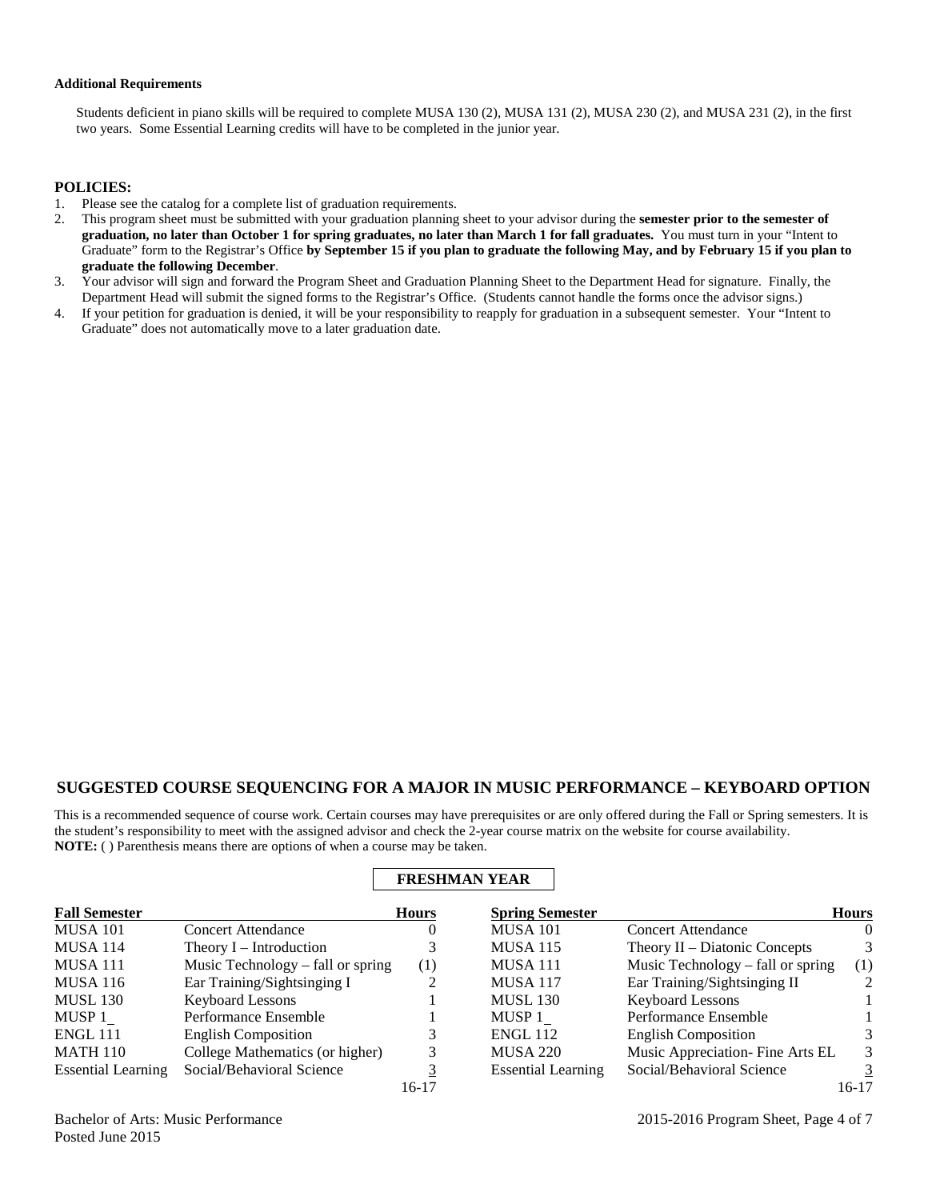**Additional Requirements**

Students deficient in piano skills will be required to complete MUSA 130 (2), MUSA 131 (2), MUSA 230 (2), and MUSA 231 (2), in the first two years. Some Essential Learning credits will have to be completed in the junior year.

**POLICIES:**

1. Please see the catalog for a complete list of graduation requirements.
2. This program sheet must be submitted with your graduation planning sheet to your advisor during the **semester prior to the semester of graduation, no later than October 1 for spring graduates, no later than March 1 for fall graduates.** You must turn in your "Intent to Graduate" form to the Registrar's Office **by September 15 if you plan to graduate the following May, and by February 15 if you plan to graduate the following December**.
3. Your advisor will sign and forward the Program Sheet and Graduation Planning Sheet to the Department Head for signature. Finally, the Department Head will submit the signed forms to the Registrar's Office. (Students cannot handle the forms once the advisor signs.)
4. If your petition for graduation is denied, it will be your responsibility to reapply for graduation in a subsequent semester. Your "Intent to Graduate" does not automatically move to a later graduation date.

## SUGGESTED COURSE SEQUENCING FOR A MAJOR IN MUSIC PERFORMANCE – KEYBOARD OPTION

This is a recommended sequence of course work. Certain courses may have prerequisites or are only offered during the Fall or Spring semesters. It is the student's responsibility to meet with the assigned advisor and check the 2-year course matrix on the website for course availability.
**NOTE:** ( ) Parenthesis means there are options of when a course may be taken.

### FRESHMAN YEAR

| Fall Semester | | Hours | Spring Semester | | Hours |
|---|---|---|---|---|---|
| MUSA 101 | Concert Attendance | 0 | MUSA 101 | Concert Attendance | 0 |
| MUSA 114 | Theory I – Introduction | 3 | MUSA 115 | Theory II – Diatonic Concepts | 3 |
| MUSA 111 | Music Technology – fall or spring | (1) | MUSA 111 | Music Technology – fall or spring | (1) |
| MUSA 116 | Ear Training/Sightsinging I | 2 | MUSA 117 | Ear Training/Sightsinging II | 2 |
| MUSL 130 | Keyboard Lessons | 1 | MUSL 130 | Keyboard Lessons | 1 |
| MUSP 1_ | Performance Ensemble | 1 | MUSP 1_ | Performance Ensemble | 1 |
| ENGL 111 | English Composition | 3 | ENGL 112 | English Composition | 3 |
| MATH 110 | College Mathematics (or higher) | 3 | MUSA 220 | Music Appreciation- Fine Arts EL | 3 |
| Essential Learning | Social/Behavioral Science | 3 | Essential Learning | Social/Behavioral Science | 3 |
| | | 16-17 | | | 16-17 |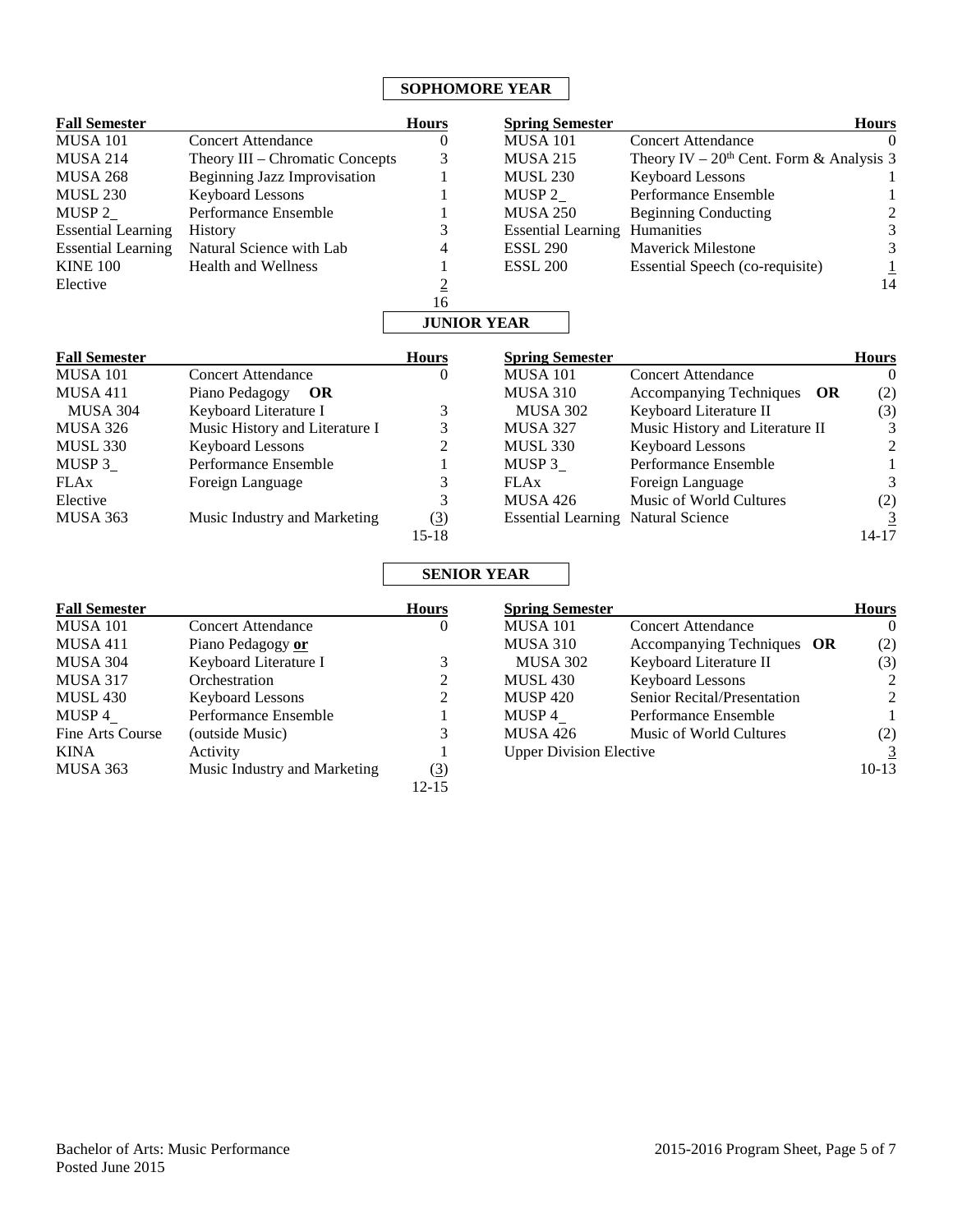## SOPHOMORE YEAR

| Fall Semester | | Hours |
|---|---|---|
| MUSA 101 | Concert Attendance | 0 |
| MUSA 214 | Theory III – Chromatic Concepts | 3 |
| MUSA 268 | Beginning Jazz Improvisation | 1 |
| MUSL 230 | Keyboard Lessons | 1 |
| MUSP 2_ | Performance Ensemble | 1 |
| Essential Learning | History | 3 |
| Essential Learning | Natural Science with Lab | 4 |
| KINE 100 | Health and Wellness | 1 |
| Elective | | 2 |
| | | 16 |

| Spring Semester | | Hours |
|---|---|---|
| MUSA 101 | Concert Attendance | 0 |
| MUSA 215 | Theory IV – 20th Cent. Form & Analysis | 3 |
| MUSL 230 | Keyboard Lessons | 1 |
| MUSP 2_ | Performance Ensemble | 1 |
| MUSA 250 | Beginning Conducting | 2 |
| Essential Learning | Humanities | 3 |
| ESSL 290 | Maverick Milestone | 3 |
| ESSL 200 | Essential Speech (co-requisite) | 1 |
| | | 14 |

## JUNIOR YEAR

| Fall Semester | | Hours |
|---|---|---|
| MUSA 101 | Concert Attendance | 0 |
| MUSA 411 | Piano Pedagogy **OR** | |
| MUSA 304 | Keyboard Literature I | 3 |
| MUSA 326 | Music History and Literature I | 3 |
| MUSL 330 | Keyboard Lessons | 2 |
| MUSP 3_ | Performance Ensemble | 1 |
| FLAx | Foreign Language | 3 |
| Elective | | 3 |
| MUSA 363 | Music Industry and Marketing | (3) |
| | | 15-18 |

| Spring Semester | | Hours |
|---|---|---|
| MUSA 101 | Concert Attendance | 0 |
| MUSA 310 | Accompanying Techniques **OR** | (2) |
| MUSA 302 | Keyboard Literature II | (3) |
| MUSA 327 | Music History and Literature II | 3 |
| MUSL 330 | Keyboard Lessons | 2 |
| MUSP 3_ | Performance Ensemble | 1 |
| FLAx | Foreign Language | 3 |
| MUSA 426 | Music of World Cultures | (2) |
| Essential Learning | Natural Science | 3 |
| | | 14-17 |

## SENIOR YEAR

| Fall Semester | | Hours |
|---|---|---|
| MUSA 101 | Concert Attendance | 0 |
| MUSA 411 | Piano Pedagogy **or** | |
| MUSA 304 | Keyboard Literature I | 3 |
| MUSA 317 | Orchestration | 2 |
| MUSL 430 | Keyboard Lessons | 2 |
| MUSP 4_ | Performance Ensemble | 1 |
| Fine Arts Course | (outside Music) | 3 |
| KINA | Activity | 1 |
| MUSA 363 | Music Industry and Marketing | (3) |
| | | 12-15 |

| Spring Semester | | Hours |
|---|---|---|
| MUSA 101 | Concert Attendance | 0 |
| MUSA 310 | Accompanying Techniques **OR** | (2) |
| MUSA 302 | Keyboard Literature II | (3) |
| MUSL 430 | Keyboard Lessons | 2 |
| MUSP 420 | Senior Recital/Presentation | 2 |
| MUSP 4_ | Performance Ensemble | 1 |
| MUSA 426 | Music of World Cultures | (2) |
| Upper Division Elective | | 3 |
| | | 10-13 |

Bachelor of Arts: Music Performance
Posted June 2015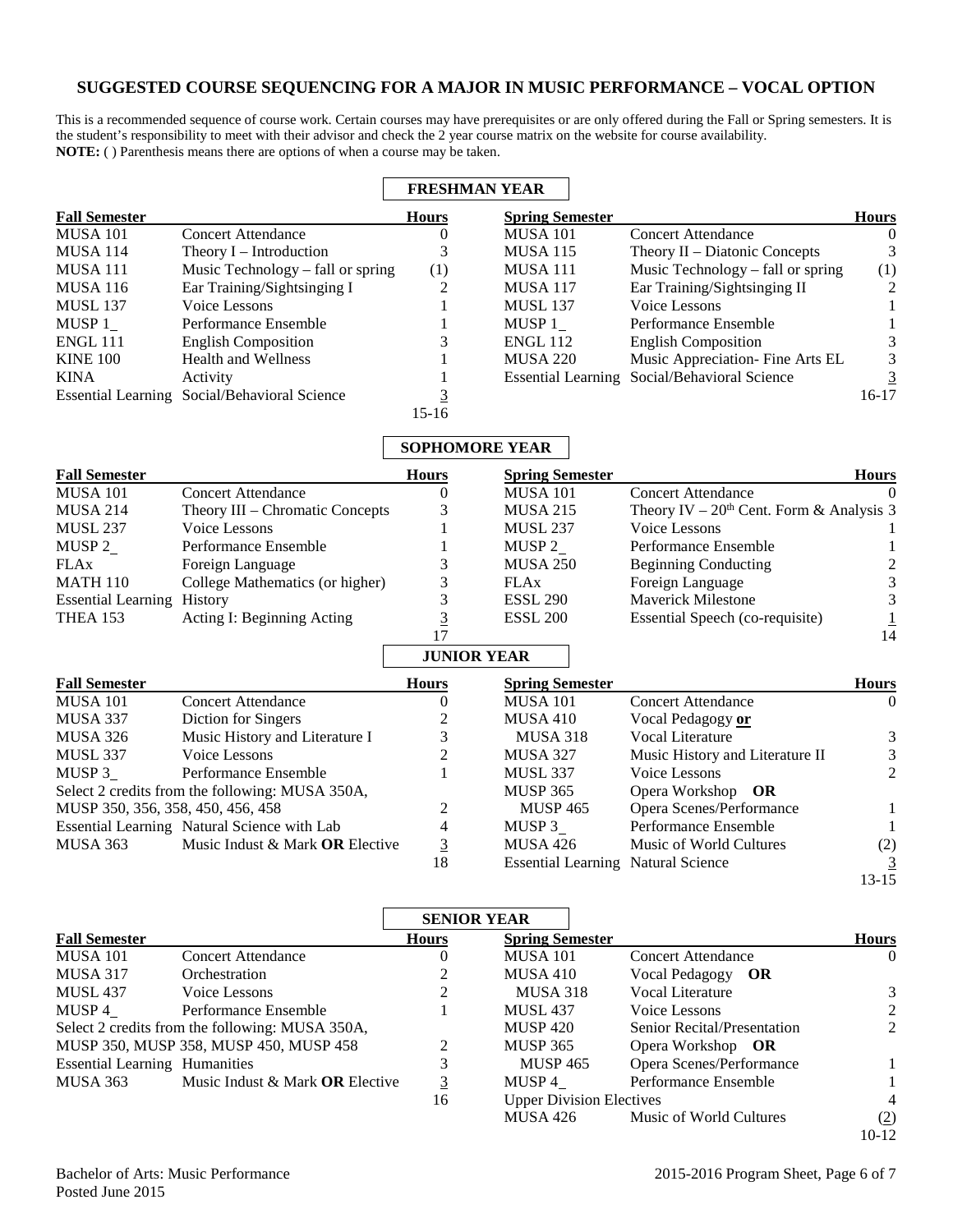# SUGGESTED COURSE SEQUENCING FOR A MAJOR IN MUSIC PERFORMANCE – VOCAL OPTION

This is a recommended sequence of course work. Certain courses may have prerequisites or are only offered during the Fall or Spring semesters. It is the student's responsibility to meet with their advisor and check the 2 year course matrix on the website for course availability.
**NOTE:** ( ) Parenthesis means there are options of when a course may be taken.

## FRESHMAN YEAR

| Fall Semester | | Hours | Spring Semester | | Hours |
|---|---|---|---|---|---|
| MUSA 101 | Concert Attendance | 0 | MUSA 101 | Concert Attendance | 0 |
| MUSA 114 | Theory I – Introduction | 3 | MUSA 115 | Theory II – Diatonic Concepts | 3 |
| MUSA 111 | Music Technology – fall or spring | (1) | MUSA 111 | Music Technology – fall or spring | (1) |
| MUSA 116 | Ear Training/Sightsinging I | 2 | MUSA 117 | Ear Training/Sightsinging II | 2 |
| MUSL 137 | Voice Lessons | 1 | MUSL 137 | Voice Lessons | 1 |
| MUSP 1_ | Performance Ensemble | 1 | MUSP 1_ | Performance Ensemble | 1 |
| ENGL 111 | English Composition | 3 | ENGL 112 | English Composition | 3 |
| KINE 100 | Health and Wellness | 1 | MUSA 220 | Music Appreciation- Fine Arts EL | 3 |
| KINA | Activity | 1 | Essential Learning | Social/Behavioral Science | 3 |
| Essential Learning | Social/Behavioral Science | 3 | | | 16-17 |
| | | 15-16 | | | |

## SOPHOMORE YEAR

| Fall Semester | | Hours | Spring Semester | | Hours |
|---|---|---|---|---|---|
| MUSA 101 | Concert Attendance | 0 | MUSA 101 | Concert Attendance | 0 |
| MUSA 214 | Theory III – Chromatic Concepts | 3 | MUSA 215 | Theory IV – 20th Cent. Form & Analysis | 3 |
| MUSL 237 | Voice Lessons | 1 | MUSL 237 | Voice Lessons | 1 |
| MUSP 2_ | Performance Ensemble | 1 | MUSP 2_ | Performance Ensemble | 1 |
| FLAx | Foreign Language | 3 | MUSA 250 | Beginning Conducting | 2 |
| MATH 110 | College Mathematics (or higher) | 3 | FLAx | Foreign Language | 3 |
| Essential Learning | History | 3 | ESSL 290 | Maverick Milestone | 3 |
| THEA 153 | Acting I: Beginning Acting | 3 | ESSL 200 | Essential Speech (co-requisite) | 1 |
| | | 17 | | | 14 |

## JUNIOR YEAR

| Fall Semester | | Hours | Spring Semester | | Hours |
|---|---|---|---|---|---|
| MUSA 101 | Concert Attendance | 0 | MUSA 101 | Concert Attendance | 0 |
| MUSA 337 | Diction for Singers | 2 | MUSA 410 | Vocal Pedagogy **or** | |
| MUSA 326 | Music History and Literature I | 3 | MUSA 318 | Vocal Literature | 3 |
| MUSL 337 | Voice Lessons | 2 | MUSA 327 | Music History and Literature II | 3 |
| MUSP 3_ | Performance Ensemble | 1 | MUSL 337 | Voice Lessons | 2 |
| Select 2 credits from the following: MUSA 350A, | | | MUSP 365 | Opera Workshop **OR** | |
| MUSP 350, 356, 358, 450, 456, 458 | | 2 | MUSP 465 | Opera Scenes/Performance | 1 |
| Essential Learning | Natural Science with Lab | 4 | MUSP 3_ | Performance Ensemble | 1 |
| MUSA 363 | Music Indust & Mark **OR** Elective | 3 | MUSA 426 | Music of World Cultures | (2) |
| | | 18 | Essential Learning | Natural Science | 3 |
| | | | | | 13-15 |

## SENIOR YEAR

| Fall Semester | | Hours | Spring Semester | | Hours |
|---|---|---|---|---|---|
| MUSA 101 | Concert Attendance | 0 | MUSA 101 | Concert Attendance | 0 |
| MUSA 317 | Orchestration | 2 | MUSA 410 | Vocal Pedagogy **OR** | |
| MUSL 437 | Voice Lessons | 2 | MUSA 318 | Vocal Literature | 3 |
| MUSP 4_ | Performance Ensemble | 1 | MUSL 437 | Voice Lessons | 2 |
| Select 2 credits from the following: MUSA 350A, | | | MUSP 420 | Senior Recital/Presentation | 2 |
| MUSP 350, MUSP 358, MUSP 450, MUSP 458 | | 2 | MUSP 365 | Opera Workshop **OR** | |
| Essential Learning | Humanities | 3 | MUSP 465 | Opera Scenes/Performance | 1 |
| MUSA 363 | Music Indust & Mark **OR** Elective | 3 | MUSP 4_ | Performance Ensemble | 1 |
| | | 16 | Upper Division Electives | | 4 |
| | | | MUSA 426 | Music of World Cultures | (2) |
| | | | | | 10-12 |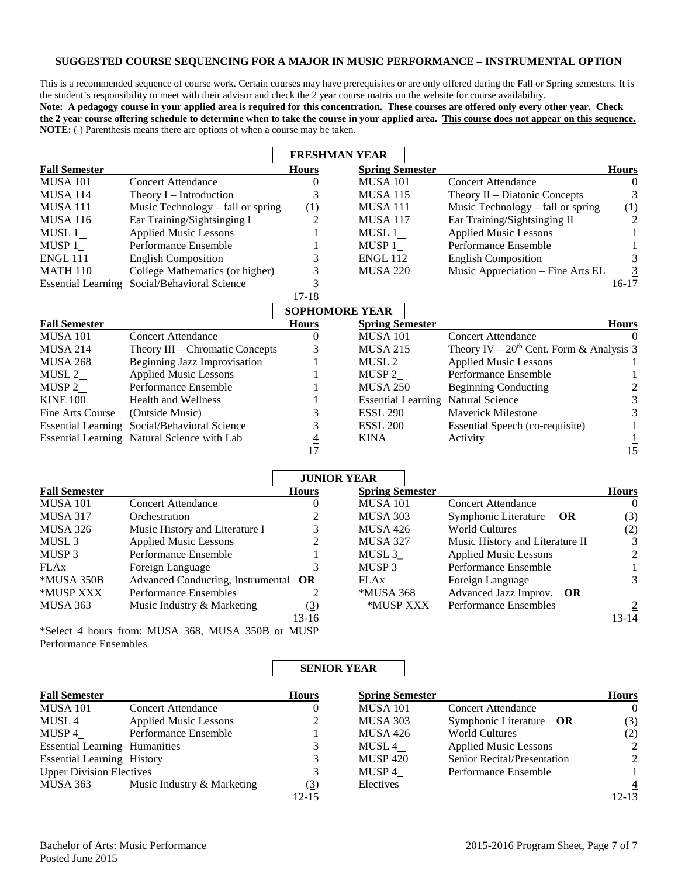## SUGGESTED COURSE SEQUENCING FOR A MAJOR IN MUSIC PERFORMANCE – INSTRUMENTAL OPTION

This is a recommended sequence of course work. Certain courses may have prerequisites or are only offered during the Fall or Spring semesters. It is the student's responsibility to meet with their advisor and check the 2 year course matrix on the website for course availability.

**Note: A pedagogy course in your applied area is required for this concentration. These courses are offered only every other year. Check the 2 year course offering schedule to determine when to take the course in your applied area. This course does not appear on this sequence.**

**NOTE:** ( ) Parenthesis means there are options of when a course may be taken.

### FRESHMAN YEAR

| Fall Semester | | Hours | Spring Semester | | Hours |
|---|---|---|---|---|---|
| MUSA 101 | Concert Attendance | 0 | MUSA 101 | Concert Attendance | 0 |
| MUSA 114 | Theory I – Introduction | 3 | MUSA 115 | Theory II – Diatonic Concepts | 3 |
| MUSA 111 | Music Technology – fall or spring | (1) | MUSA 111 | Music Technology – fall or spring | (1) |
| MUSA 116 | Ear Training/Sightsinging I | 2 | MUSA 117 | Ear Training/Sightsinging II | 2 |
| MUSL 1__ | Applied Music Lessons | 1 | MUSL 1__ | Applied Music Lessons | 1 |
| MUSP 1_ | Performance Ensemble | 1 | MUSP 1_ | Performance Ensemble | 1 |
| ENGL 111 | English Composition | 3 | ENGL 112 | English Composition | 3 |
| MATH 110 | College Mathematics (or higher) | 3 | MUSA 220 | Music Appreciation – Fine Arts EL | 3 |
| Essential Learning | Social/Behavioral Science | 3 | | | 16-17 |
| | | 17-18 | | | |

### SOPHOMORE YEAR

| Fall Semester | | Hours | Spring Semester | | Hours |
|---|---|---|---|---|---|
| MUSA 101 | Concert Attendance | 0 | MUSA 101 | Concert Attendance | 0 |
| MUSA 214 | Theory III – Chromatic Concepts | 3 | MUSA 215 | Theory IV – 20th Cent. Form & Analysis | 3 |
| MUSA 268 | Beginning Jazz Improvisation | 1 | MUSL 2__ | Applied Music Lessons | 1 |
| MUSL 2__ | Applied Music Lessons | 1 | MUSP 2_ | Performance Ensemble | 1 |
| MUSP 2_ | Performance Ensemble | 1 | MUSA 250 | Beginning Conducting | 2 |
| KINE 100 | Health and Wellness | 1 | Essential Learning | Natural Science | 3 |
| Fine Arts Course | (Outside Music) | 3 | ESSL 290 | Maverick Milestone | 3 |
| Essential Learning | Social/Behavioral Science | 3 | ESSL 200 | Essential Speech (co-requisite) | 1 |
| Essential Learning | Natural Science with Lab | 4 | KINA | Activity | 1 |
| | | 17 | | | 15 |

### JUNIOR YEAR

| Fall Semester | | Hours | Spring Semester | | Hours |
|---|---|---|---|---|---|
| MUSA 101 | Concert Attendance | 0 | MUSA 101 | Concert Attendance | 0 |
| MUSA 317 | Orchestration | 2 | MUSA 303 | Symphonic Literature **OR** | (3) |
| MUSA 326 | Music History and Literature I | 3 | MUSA 426 | World Cultures | (2) |
| MUSL 3__ | Applied Music Lessons | 2 | MUSA 327 | Music History and Literature II | 3 |
| MUSP 3_ | Performance Ensemble | 1 | MUSL 3_ | Applied Music Lessons | 2 |
| FLAx | Foreign Language | 3 | MUSP 3_ | Performance Ensemble | 1 |
| *MUSA 350B | Advanced Conducting, Instrumental **OR** | | FLAx | Foreign Language | 3 |
| *MUSP XXX | Performance Ensembles | 2 | *MUSA 368 | Advanced Jazz Improv. **OR** | |
| MUSA 363 | Music Industry & Marketing | (3) | *MUSP XXX | Performance Ensembles | 2 |
| | | 13-16 | | | 13-14 |

*Select 4 hours from: MUSA 368, MUSA 350B or MUSP Performance Ensembles

### SENIOR YEAR

| Fall Semester | | Hours | Spring Semester | | Hours |
|---|---|---|---|---|---|
| MUSA 101 | Concert Attendance | 0 | MUSA 101 | Concert Attendance | 0 |
| MUSL 4__ | Applied Music Lessons | 2 | MUSA 303 | Symphonic Literature **OR** | (3) |
| MUSP 4_ | Performance Ensemble | 1 | MUSA 426 | World Cultures | (2) |
| Essential Learning | Humanities | 3 | MUSL 4__ | Applied Music Lessons | 2 |
| Essential Learning | History | 3 | MUSP 420 | Senior Recital/Presentation | 2 |
| Upper Division Electives | | 3 | MUSP 4_ | Performance Ensemble | 1 |
| MUSA 363 | Music Industry & Marketing | (3) | Electives | | 4 |
| | | 12-15 | | | 12-13 |

Bachelor of Arts: Music Performance
Posted June 2015